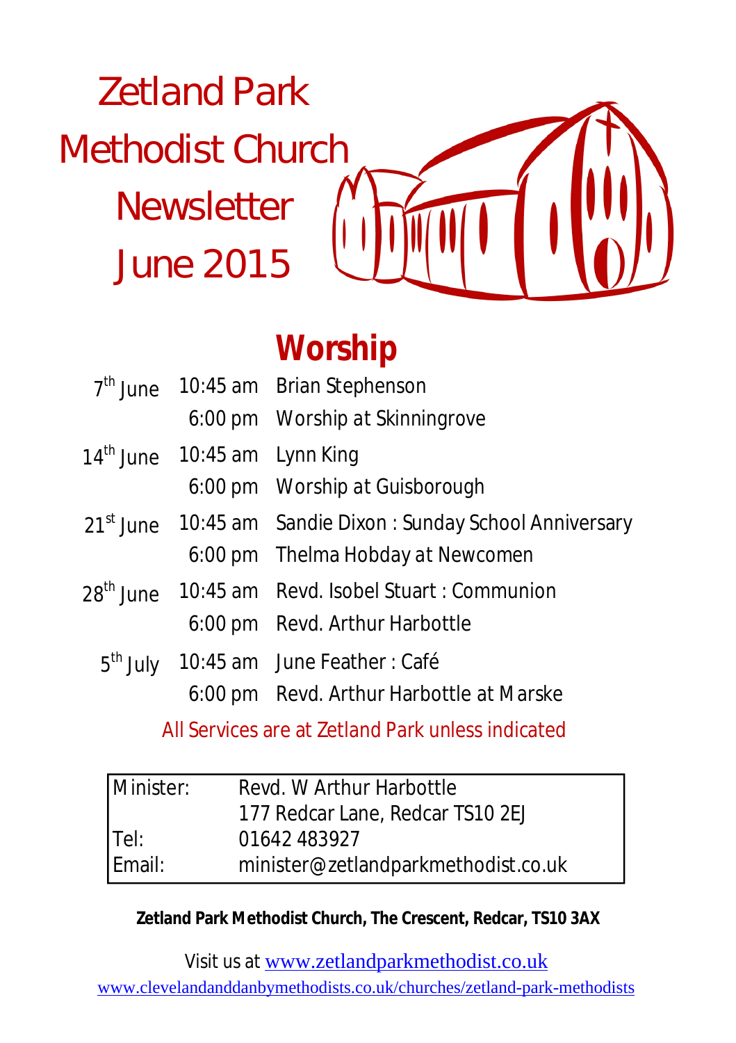# Zetland Park Methodist Church Newsletter June 2015

## Worship

| | | |
|---|---|---|
| 7th June | 10:45 am | Brian Stephenson |
| | 6:00 pm | Worship at Skinningrove |
| 14th June | 10:45 am | Lynn King |
| | 6:00 pm | Worship at Guisborough |
| 21st June | 10:45 am | Sandie Dixon : Sunday School Anniversary |
| | 6:00 pm | Thelma Hobday at Newcomen |
| 28th June | 10:45 am | Revd. Isobel Stuart : Communion |
| | 6:00 pm | Revd. Arthur Harbottle |
| 5th July | 10:45 am | June Feather : Café |
| | 6:00 pm | Revd. Arthur Harbottle at Marske |

All Services are at Zetland Park unless indicated

| | |
|---|---|
| Minister: | Revd. W Arthur Harbottle<br>177 Redcar Lane, Redcar TS10 2EJ |
| Tel: | 01642 483927 |
| Email: | minister@zetlandparkmethodist.co.uk |

**Zetland Park Methodist Church, The Crescent, Redcar, TS10 3AX**

Visit us at www.zetlandparkmethodist.co.uk

www.clevelandanddanbymethodists.co.uk/churches/zetland-park-methodists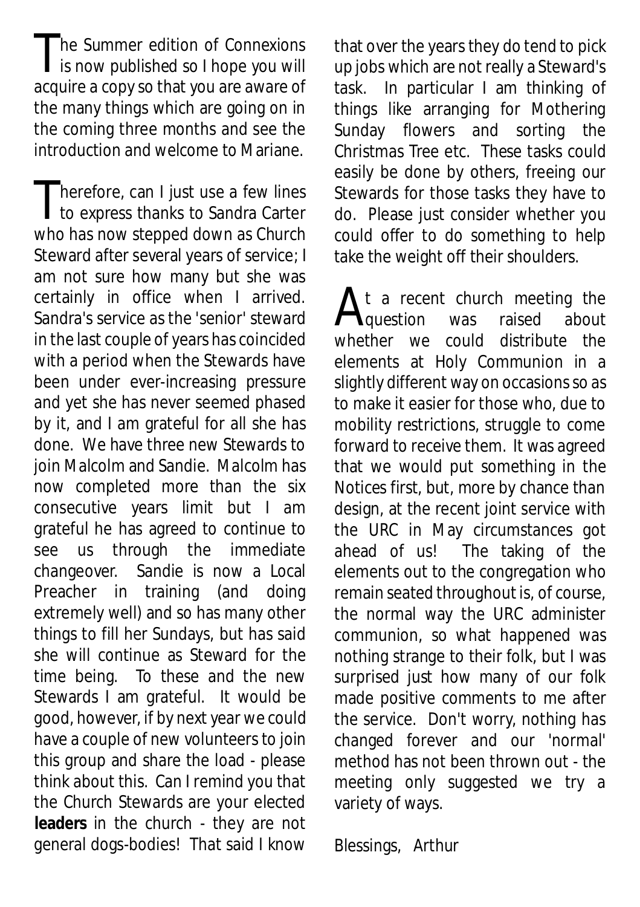The Summer edition of Connexions is now published so I hope you will acquire a copy so that you are aware of the many things which are going on in the coming three months and see the introduction and welcome to Mariane.

Therefore, can I just use a few lines to express thanks to Sandra Carter who has now stepped down as Church Steward after several years of service; I am not sure how many but she was certainly in office when I arrived. Sandra's service as the 'senior' steward in the last couple of years has coincided with a period when the Stewards have been under ever-increasing pressure and yet she has never seemed phased by it, and I am grateful for all she has done. We have three new Stewards to join Malcolm and Sandie. Malcolm has now completed more than the six consecutive years limit but I am grateful he has agreed to continue to see us through the immediate changeover. Sandie is now a Local Preacher in training (and doing extremely well) and so has many other things to fill her Sundays, but has said she will continue as Steward for the time being. To these and the new Stewards I am grateful. It would be good, however, if by next year we could have a couple of new volunteers to join this group and share the load - please think about this. Can I remind you that the Church Stewards are your elected **leaders** in the church - they are not general dogs-bodies! That said I know that over the years they do tend to pick up jobs which are not really a Steward's task. In particular I am thinking of things like arranging for Mothering Sunday flowers and sorting the Christmas Tree etc. These tasks could easily be done by others, freeing our Stewards for those tasks they have to do. Please just consider whether you could offer to do something to help take the weight off their shoulders.

At a recent church meeting the question was raised about whether we could distribute the elements at Holy Communion in a slightly different way on occasions so as to make it easier for those who, due to mobility restrictions, struggle to come forward to receive them. It was agreed that we would put something in the Notices first, but, more by chance than design, at the recent joint service with the URC in May circumstances got ahead of us! The taking of the elements out to the congregation who remain seated throughout is, of course, the normal way the URC administer communion, so what happened was nothing strange to their folk, but I was surprised just how many of our folk made positive comments to me after the service. Don't worry, nothing has changed forever and our 'normal' method has not been thrown out - the meeting only suggested we try a variety of ways.

Blessings, Arthur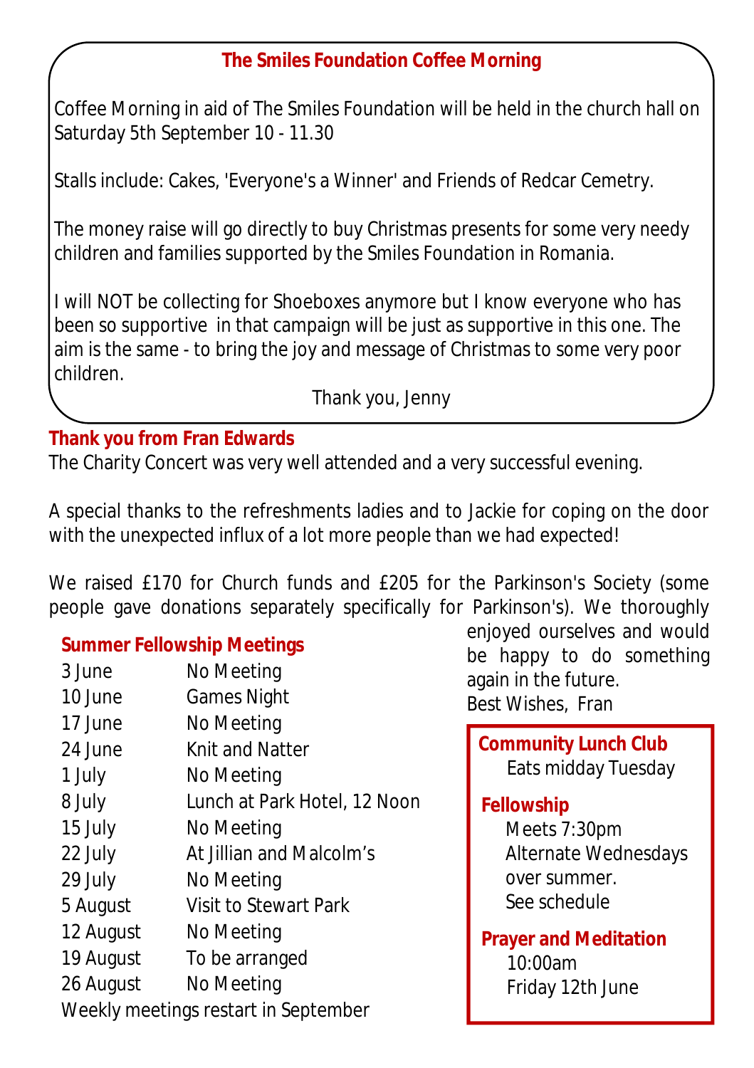## The Smiles Foundation Coffee Morning

Coffee Morning in aid of The Smiles Foundation will be held in the church hall on Saturday 5th September 10 - 11.30

Stalls include: Cakes, 'Everyone's a Winner' and Friends of Redcar Cemetry.

The money raise will go directly to buy Christmas presents for some very needy children and families supported by the Smiles Foundation in Romania.

I will NOT be collecting for Shoeboxes anymore but I know everyone who has been so supportive in that campaign will be just as supportive in this one. The aim is the same - to bring the joy and message of Christmas to some very poor children.

Thank you, Jenny

## Thank you from Fran Edwards

The Charity Concert was very well attended and a very successful evening.

A special thanks to the refreshments ladies and to Jackie for coping on the door with the unexpected influx of a lot more people than we had expected!

We raised £170 for Church funds and £205 for the Parkinson's Society (some people gave donations separately specifically for Parkinson's). We thoroughly enjoyed ourselves and would be happy to do something again in the future.

Best Wishes, Fran

## Summer Fellowship Meetings

| Date | Event |
|---|---|
| 3 June | No Meeting |
| 10 June | Games Night |
| 17 June | No Meeting |
| 24 June | Knit and Natter |
| 1 July | No Meeting |
| 8 July | Lunch at Park Hotel, 12 Noon |
| 15 July | No Meeting |
| 22 July | At Jillian and Malcolm's |
| 29 July | No Meeting |
| 5 August | Visit to Stewart Park |
| 12 August | No Meeting |
| 19 August | To be arranged |
| 26 August | No Meeting |

Weekly meetings restart in September

**Community Lunch Club**
Eats midday Tuesday

**Fellowship**
Meets 7:30pm
Alternate Wednesdays over summer.
See schedule

**Prayer and Meditation**
10:00am
Friday 12th June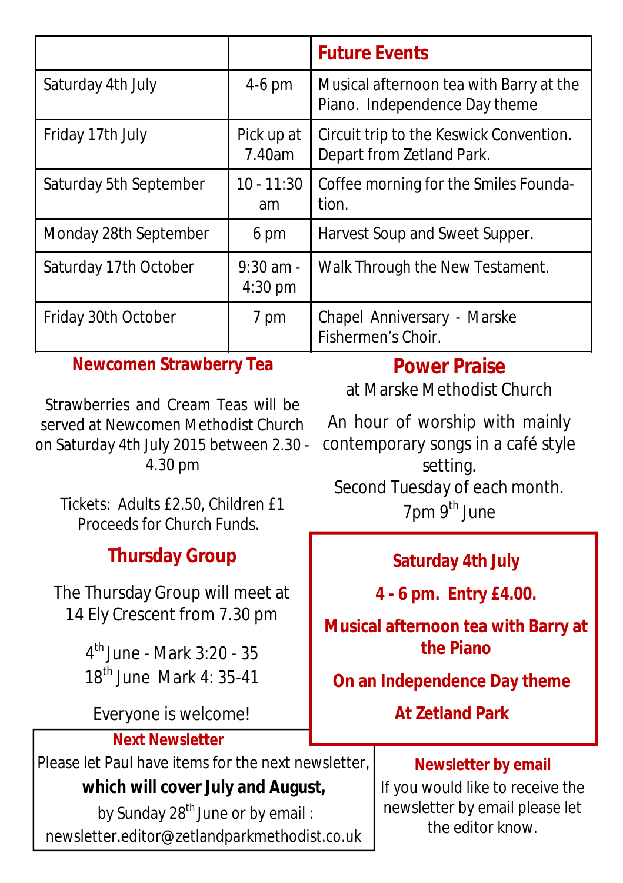| | | Future Events |
|---|---|---|
| Saturday 4th July | 4-6 pm | Musical afternoon tea with Barry at the Piano. Independence Day theme |
| Friday 17th July | Pick up at 7.40am | Circuit trip to the Keswick Convention. Depart from Zetland Park. |
| Saturday 5th September | 10 - 11:30 am | Coffee morning for the Smiles Foundation. |
| Monday 28th September | 6 pm | Harvest Soup and Sweet Supper. |
| Saturday 17th October | 9:30 am - 4:30 pm | Walk Through the New Testament. |
| Friday 30th October | 7 pm | Chapel Anniversary - Marske Fishermen's Choir. |

## Newcomen Strawberry Tea

Strawberries and Cream Teas will be served at Newcomen Methodist Church on Saturday 4th July 2015 between 2.30 - 4.30 pm

Tickets: Adults £2.50, Children £1
Proceeds for Church Funds.

## Thursday Group

The Thursday Group will meet at 14 Ely Crescent from 7.30 pm

4th June - Mark 3:20 - 35
18th June Mark 4: 35-41

Everyone is welcome!

## Next Newsletter

Please let Paul have items for the next newsletter,

**which will cover July and August,**

by Sunday 28th June or by email :
newsletter.editor@zetlandparkmethodist.co.uk

## Power Praise

at Marske Methodist Church

An hour of worship with mainly contemporary songs in a café style setting.
Second Tuesday of each month.
7pm 9th June

**Saturday 4th July**

**4 - 6 pm. Entry £4.00.**

**Musical afternoon tea with Barry at the Piano**

**On an Independence Day theme**

**At Zetland Park**

## Newsletter by email

If you would like to receive the newsletter by email please let the editor know.